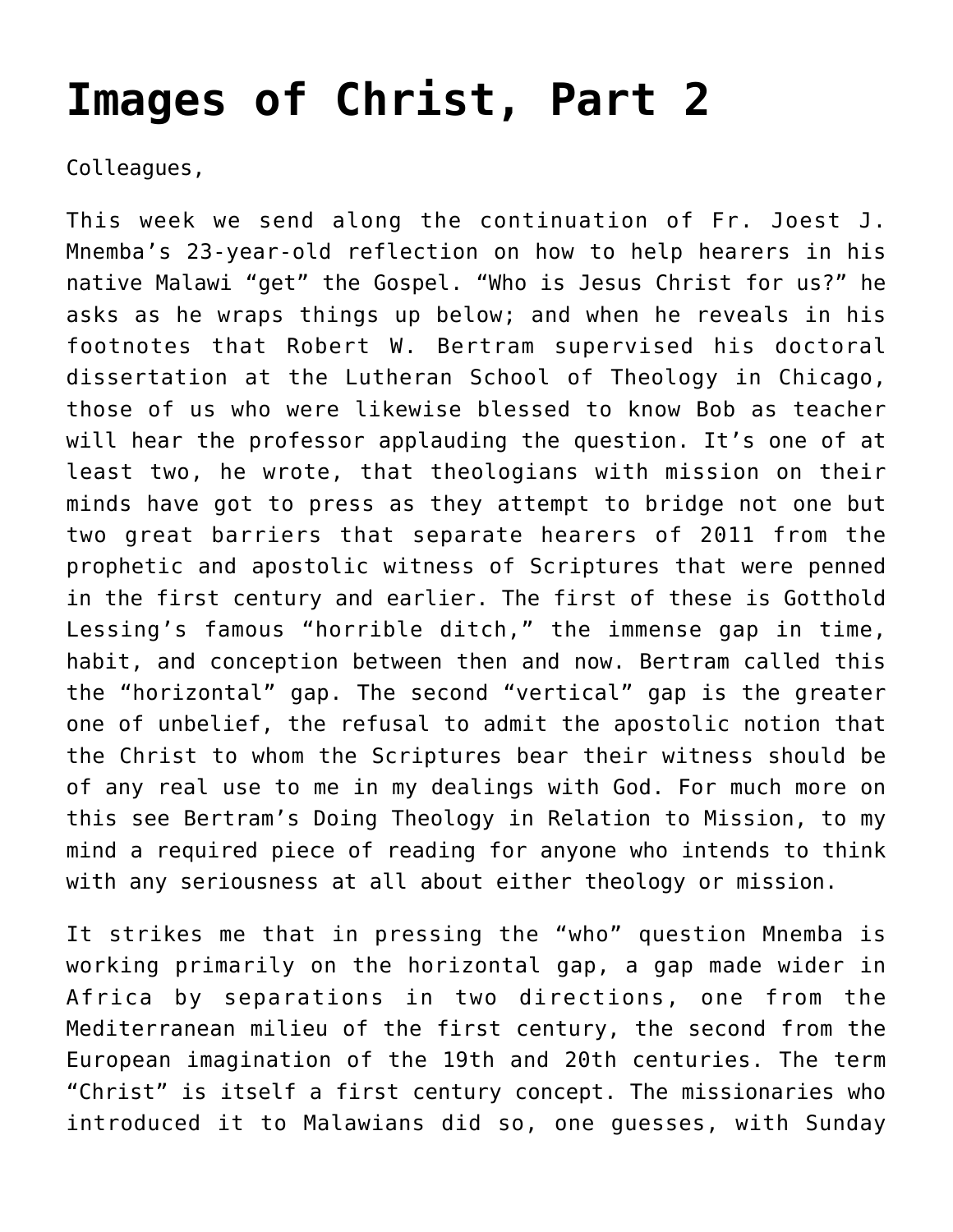# Images of Christ, Part 2

Colleagues,

This week we send along the continuation of Fr. Joest J. Mnemba's 23-year-old reflection on how to help hearers in his native Malawi "get" the Gospel. "Who is Jesus Christ for us?" he asks as he wraps things up below; and when he reveals in his footnotes that Robert W. Bertram supervised his doctoral dissertation at the Lutheran School of Theology in Chicago, those of us who were likewise blessed to know Bob as teacher will hear the professor applauding the question. It's one of at least two, he wrote, that theologians with mission on their minds have got to press as they attempt to bridge not one but two great barriers that separate hearers of 2011 from the prophetic and apostolic witness of Scriptures that were penned in the first century and earlier. The first of these is Gotthold Lessing's famous "horrible ditch," the immense gap in time, habit, and conception between then and now. Bertram called this the "horizontal" gap. The second "vertical" gap is the greater one of unbelief, the refusal to admit the apostolic notion that the Christ to whom the Scriptures bear their witness should be of any real use to me in my dealings with God. For much more on this see Bertram's Doing Theology in Relation to Mission, to my mind a required piece of reading for anyone who intends to think with any seriousness at all about either theology or mission.

It strikes me that in pressing the "who" question Mnemba is working primarily on the horizontal gap, a gap made wider in Africa by separations in two directions, one from the Mediterranean milieu of the first century, the second from the European imagination of the 19th and 20th centuries. The term "Christ" is itself a first century concept. The missionaries who introduced it to Malawians did so, one guesses, with Sunday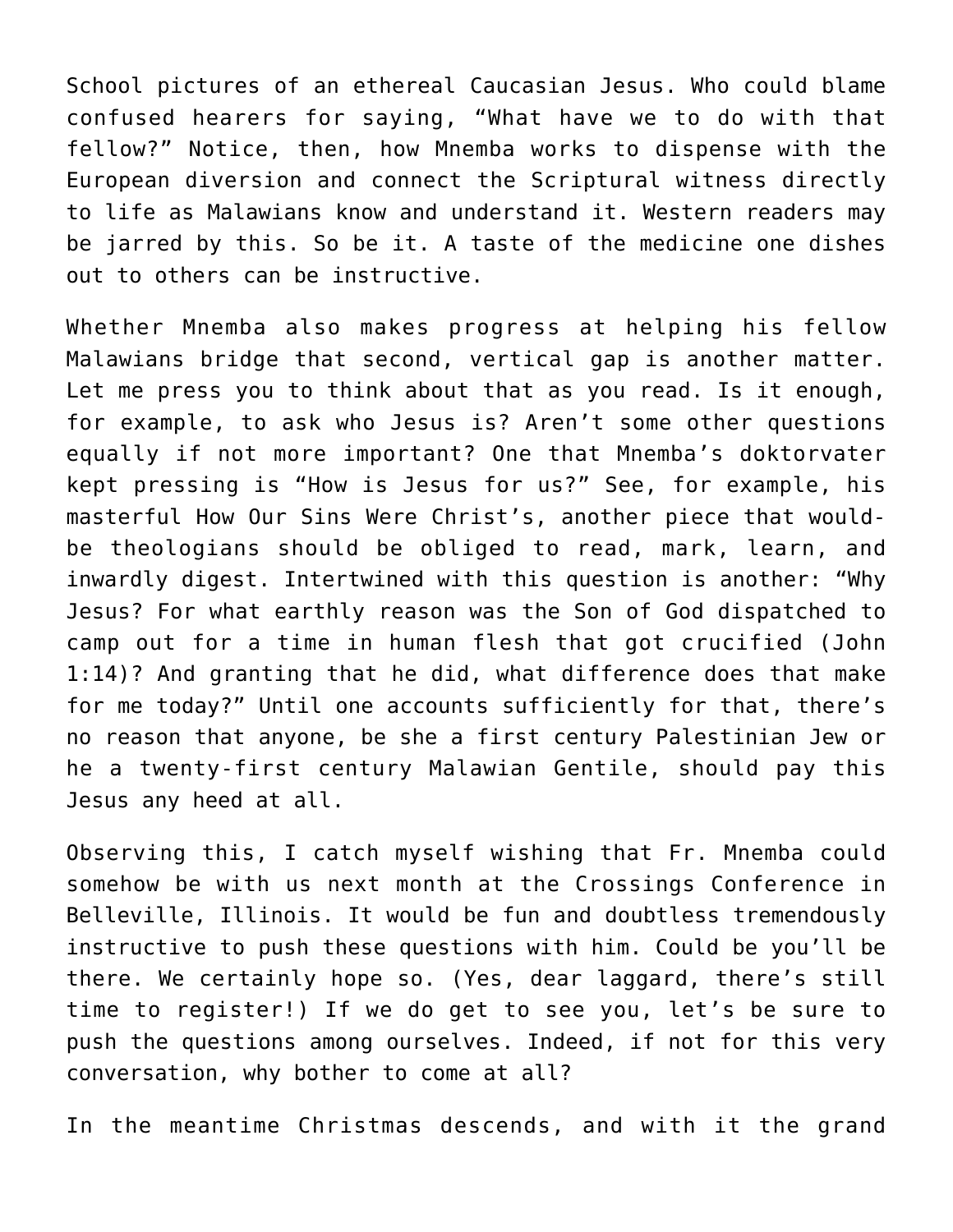School pictures of an ethereal Caucasian Jesus. Who could blame confused hearers for saying, "What have we to do with that fellow?" Notice, then, how Mnemba works to dispense with the European diversion and connect the Scriptural witness directly to life as Malawians know and understand it. Western readers may be jarred by this. So be it. A taste of the medicine one dishes out to others can be instructive.

Whether Mnemba also makes progress at helping his fellow Malawians bridge that second, vertical gap is another matter. Let me press you to think about that as you read. Is it enough, for example, to ask who Jesus is? Aren't some other questions equally if not more important? One that Mnemba's doktorvater kept pressing is "How is Jesus for us?" See, for example, his masterful How Our Sins Were Christ's, another piece that would-be theologians should be obliged to read, mark, learn, and inwardly digest. Intertwined with this question is another: "Why Jesus? For what earthly reason was the Son of God dispatched to camp out for a time in human flesh that got crucified (John 1:14)? And granting that he did, what difference does that make for me today?" Until one accounts sufficiently for that, there's no reason that anyone, be she a first century Palestinian Jew or he a twenty-first century Malawian Gentile, should pay this Jesus any heed at all.

Observing this, I catch myself wishing that Fr. Mnemba could somehow be with us next month at the Crossings Conference in Belleville, Illinois. It would be fun and doubtless tremendously instructive to push these questions with him. Could be you'll be there. We certainly hope so. (Yes, dear laggard, there's still time to register!) If we do get to see you, let's be sure to push the questions among ourselves. Indeed, if not for this very conversation, why bother to come at all?

In the meantime Christmas descends, and with it the grand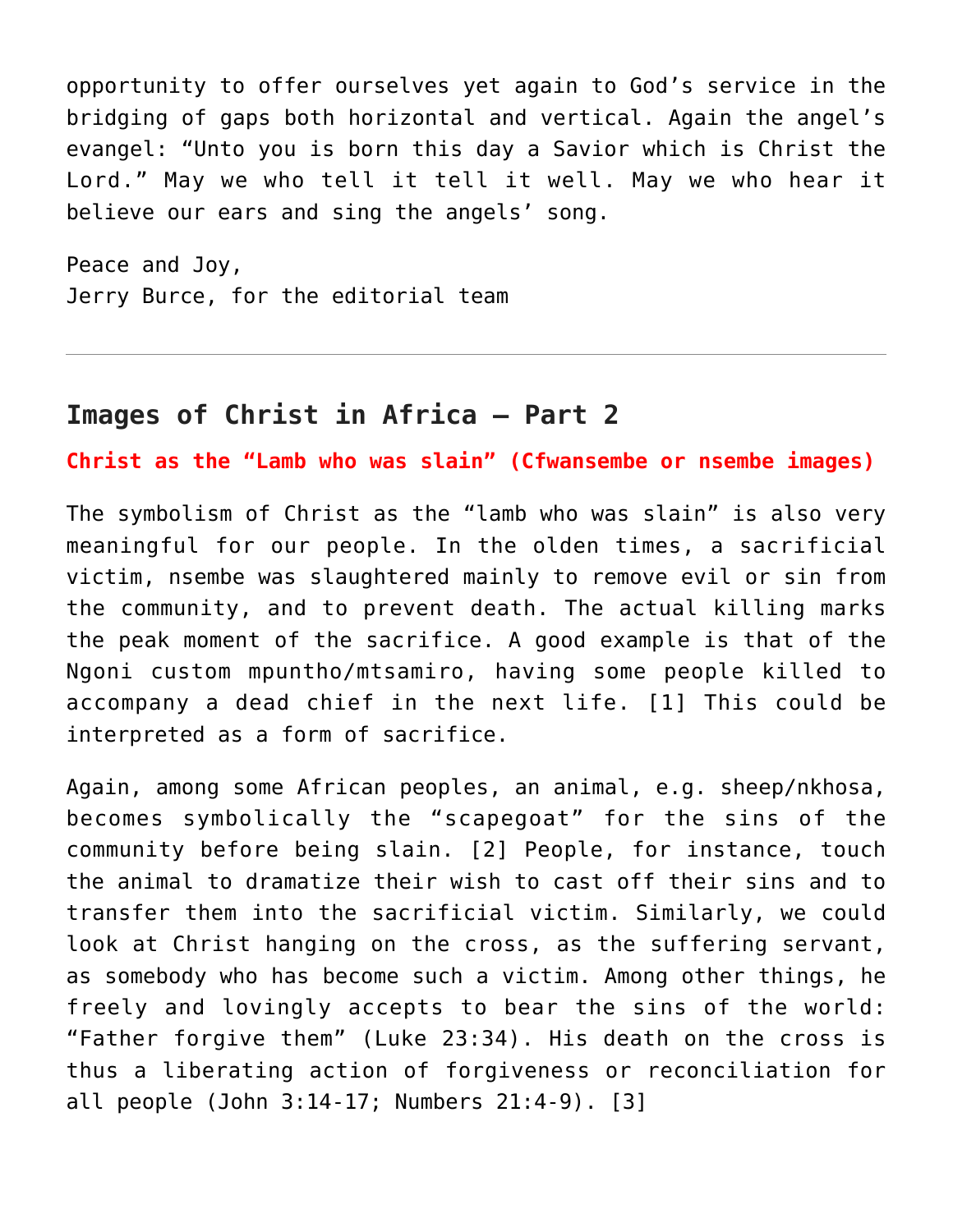opportunity to offer ourselves yet again to God's service in the bridging of gaps both horizontal and vertical. Again the angel's evangel: "Unto you is born this day a Savior which is Christ the Lord." May we who tell it tell it well. May we who hear it believe our ears and sing the angels' song.

Peace and Joy,
Jerry Burce, for the editorial team

---

## Images of Christ in Africa – Part 2

**Christ as the "Lamb who was slain" (Cfwansembe or nsembe images)**

The symbolism of Christ as the "lamb who was slain" is also very meaningful for our people. In the olden times, a sacrificial victim, nsembe was slaughtered mainly to remove evil or sin from the community, and to prevent death. The actual killing marks the peak moment of the sacrifice. A good example is that of the Ngoni custom mpuntho/mtsamiro, having some people killed to accompany a dead chief in the next life. [1] This could be interpreted as a form of sacrifice.

Again, among some African peoples, an animal, e.g. sheep/nkhosa, becomes symbolically the "scapegoat" for the sins of the community before being slain. [2] People, for instance, touch the animal to dramatize their wish to cast off their sins and to transfer them into the sacrificial victim. Similarly, we could look at Christ hanging on the cross, as the suffering servant, as somebody who has become such a victim. Among other things, he freely and lovingly accepts to bear the sins of the world: "Father forgive them" (Luke 23:34). His death on the cross is thus a liberating action of forgiveness or reconciliation for all people (John 3:14-17; Numbers 21:4-9). [3]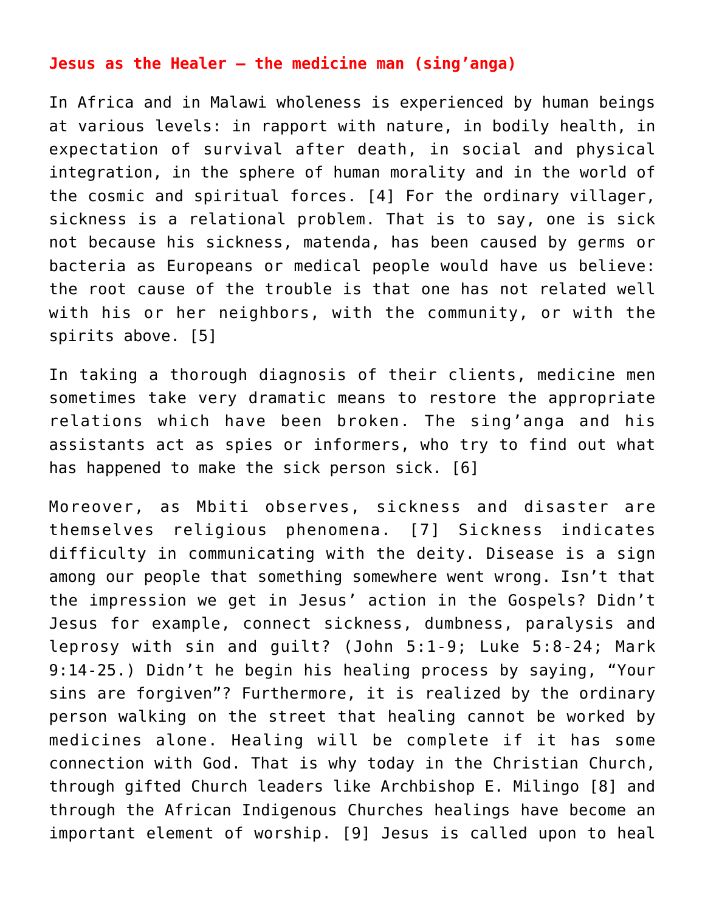## Jesus as the Healer – the medicine man (sing'anga)

In Africa and in Malawi wholeness is experienced by human beings at various levels: in rapport with nature, in bodily health, in expectation of survival after death, in social and physical integration, in the sphere of human morality and in the world of the cosmic and spiritual forces. [4] For the ordinary villager, sickness is a relational problem. That is to say, one is sick not because his sickness, matenda, has been caused by germs or bacteria as Europeans or medical people would have us believe: the root cause of the trouble is that one has not related well with his or her neighbors, with the community, or with the spirits above. [5]

In taking a thorough diagnosis of their clients, medicine men sometimes take very dramatic means to restore the appropriate relations which have been broken. The sing'anga and his assistants act as spies or informers, who try to find out what has happened to make the sick person sick. [6]

Moreover, as Mbiti observes, sickness and disaster are themselves religious phenomena. [7] Sickness indicates difficulty in communicating with the deity. Disease is a sign among our people that something somewhere went wrong. Isn't that the impression we get in Jesus' action in the Gospels? Didn't Jesus for example, connect sickness, dumbness, paralysis and leprosy with sin and guilt? (John 5:1-9; Luke 5:8-24; Mark 9:14-25.) Didn't he begin his healing process by saying, "Your sins are forgiven"? Furthermore, it is realized by the ordinary person walking on the street that healing cannot be worked by medicines alone. Healing will be complete if it has some connection with God. That is why today in the Christian Church, through gifted Church leaders like Archbishop E. Milingo [8] and through the African Indigenous Churches healings have become an important element of worship. [9] Jesus is called upon to heal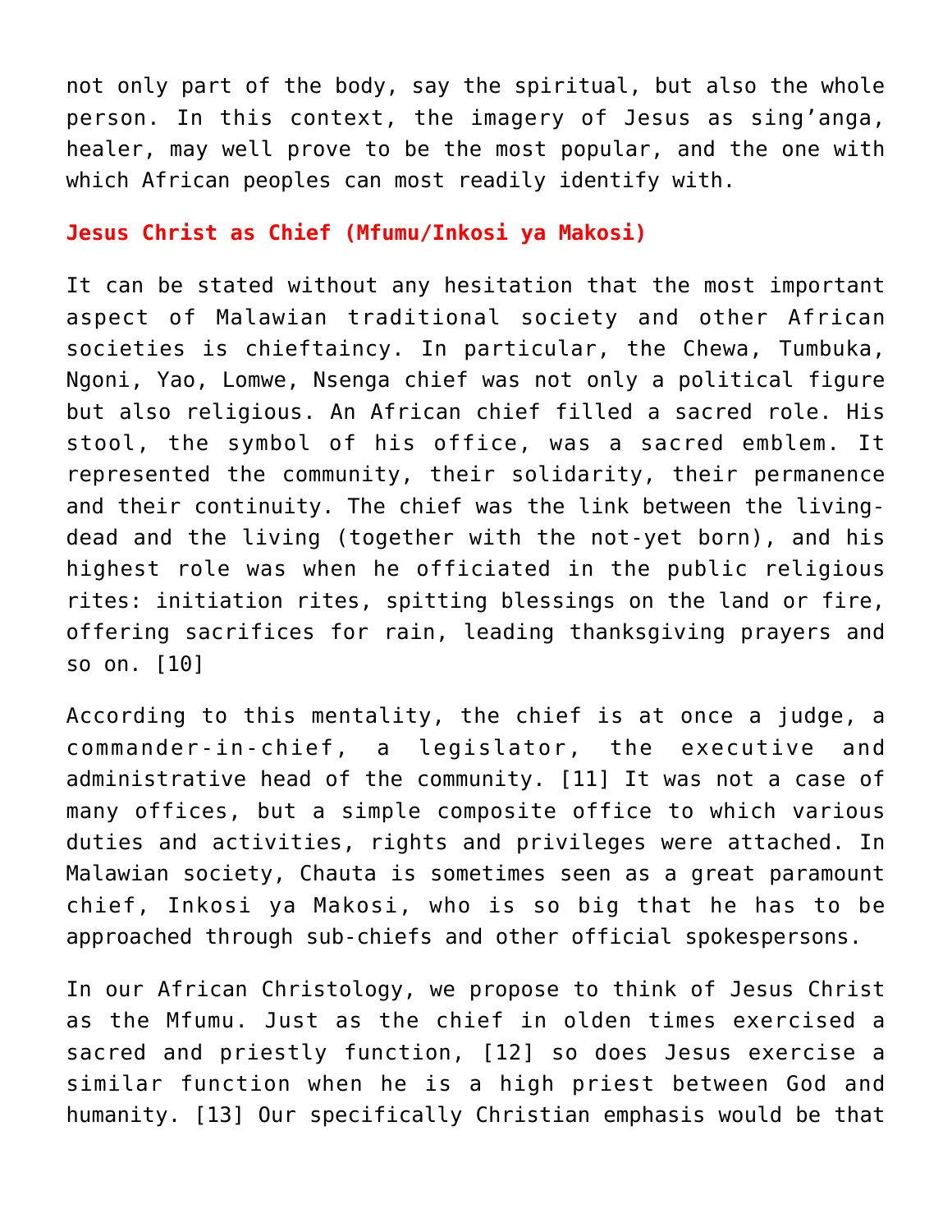not only part of the body, say the spiritual, but also the whole person. In this context, the imagery of Jesus as sing'anga, healer, may well prove to be the most popular, and the one with which African peoples can most readily identify with.

## Jesus Christ as Chief (Mfumu/Inkosi ya Makosi)

It can be stated without any hesitation that the most important aspect of Malawian traditional society and other African societies is chieftaincy. In particular, the Chewa, Tumbuka, Ngoni, Yao, Lomwe, Nsenga chief was not only a political figure but also religious. An African chief filled a sacred role. His stool, the symbol of his office, was a sacred emblem. It represented the community, their solidarity, their permanence and their continuity. The chief was the link between the living-dead and the living (together with the not-yet born), and his highest role was when he officiated in the public religious rites: initiation rites, spitting blessings on the land or fire, offering sacrifices for rain, leading thanksgiving prayers and so on. [10]

According to this mentality, the chief is at once a judge, a commander-in-chief, a legislator, the executive and administrative head of the community. [11] It was not a case of many offices, but a simple composite office to which various duties and activities, rights and privileges were attached. In Malawian society, Chauta is sometimes seen as a great paramount chief, Inkosi ya Makosi, who is so big that he has to be approached through sub-chiefs and other official spokespersons.

In our African Christology, we propose to think of Jesus Christ as the Mfumu. Just as the chief in olden times exercised a sacred and priestly function, [12] so does Jesus exercise a similar function when he is a high priest between God and humanity. [13] Our specifically Christian emphasis would be that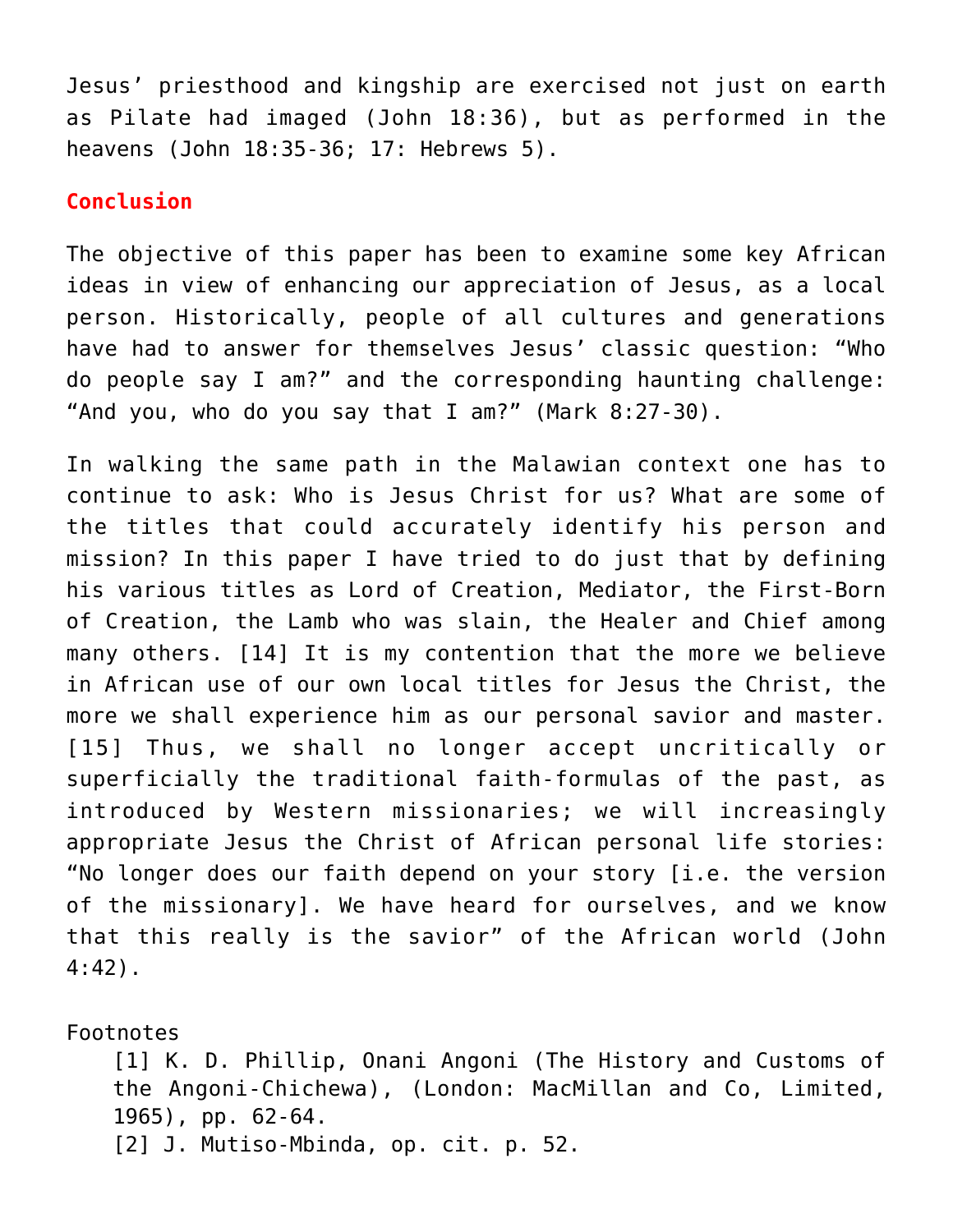Jesus' priesthood and kingship are exercised not just on earth as Pilate had imaged (John 18:36), but as performed in the heavens (John 18:35-36; 17: Hebrews 5).

## Conclusion

The objective of this paper has been to examine some key African ideas in view of enhancing our appreciation of Jesus, as a local person. Historically, people of all cultures and generations have had to answer for themselves Jesus' classic question: "Who do people say I am?" and the corresponding haunting challenge: "And you, who do you say that I am?" (Mark 8:27-30).

In walking the same path in the Malawian context one has to continue to ask: Who is Jesus Christ for us? What are some of the titles that could accurately identify his person and mission? In this paper I have tried to do just that by defining his various titles as Lord of Creation, Mediator, the First-Born of Creation, the Lamb who was slain, the Healer and Chief among many others. [14] It is my contention that the more we believe in African use of our own local titles for Jesus the Christ, the more we shall experience him as our personal savior and master. [15] Thus, we shall no longer accept uncritically or superficially the traditional faith-formulas of the past, as introduced by Western missionaries; we will increasingly appropriate Jesus the Christ of African personal life stories: "No longer does our faith depend on your story [i.e. the version of the missionary]. We have heard for ourselves, and we know that this really is the savior" of the African world (John 4:42).

Footnotes

[1] K. D. Phillip, Onani Angoni (The History and Customs of the Angoni-Chichewa), (London: MacMillan and Co, Limited, 1965), pp. 62-64.

[2] J. Mutiso-Mbinda, op. cit. p. 52.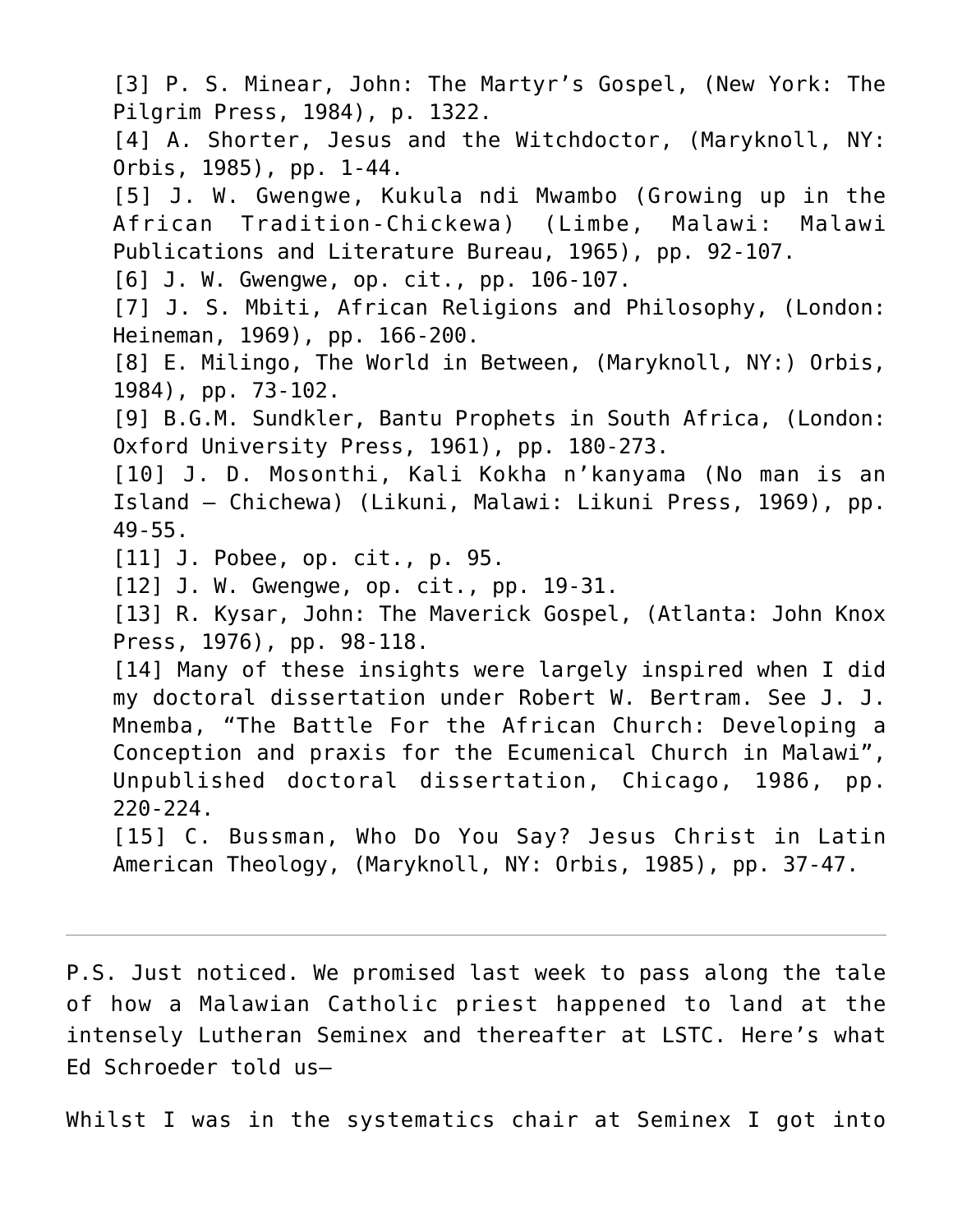[3] P. S. Minear, John: The Martyr's Gospel, (New York: The Pilgrim Press, 1984), p. 1322.

[4] A. Shorter, Jesus and the Witchdoctor, (Maryknoll, NY: Orbis, 1985), pp. 1-44.

[5] J. W. Gwengwe, Kukula ndi Mwambo (Growing up in the African Tradition-Chickewa) (Limbe, Malawi: Malawi Publications and Literature Bureau, 1965), pp. 92-107.

[6] J. W. Gwengwe, op. cit., pp. 106-107.

[7] J. S. Mbiti, African Religions and Philosophy, (London: Heineman, 1969), pp. 166-200.

[8] E. Milingo, The World in Between, (Maryknoll, NY:) Orbis, 1984), pp. 73-102.

[9] B.G.M. Sundkler, Bantu Prophets in South Africa, (London: Oxford University Press, 1961), pp. 180-273.

[10] J. D. Mosonthi, Kali Kokha n'kanyama (No man is an Island – Chichewa) (Likuni, Malawi: Likuni Press, 1969), pp. 49-55.

[11] J. Pobee, op. cit., p. 95.

[12] J. W. Gwengwe, op. cit., pp. 19-31.

[13] R. Kysar, John: The Maverick Gospel, (Atlanta: John Knox Press, 1976), pp. 98-118.

[14] Many of these insights were largely inspired when I did my doctoral dissertation under Robert W. Bertram. See J. J. Mnemba, "The Battle For the African Church: Developing a Conception and praxis for the Ecumenical Church in Malawi", Unpublished doctoral dissertation, Chicago, 1986, pp. 220-224.

[15] C. Bussman, Who Do You Say? Jesus Christ in Latin American Theology, (Maryknoll, NY: Orbis, 1985), pp. 37-47.

---

P.S. Just noticed. We promised last week to pass along the tale of how a Malawian Catholic priest happened to land at the intensely Lutheran Seminex and thereafter at LSTC. Here's what Ed Schroeder told us–

Whilst I was in the systematics chair at Seminex I got into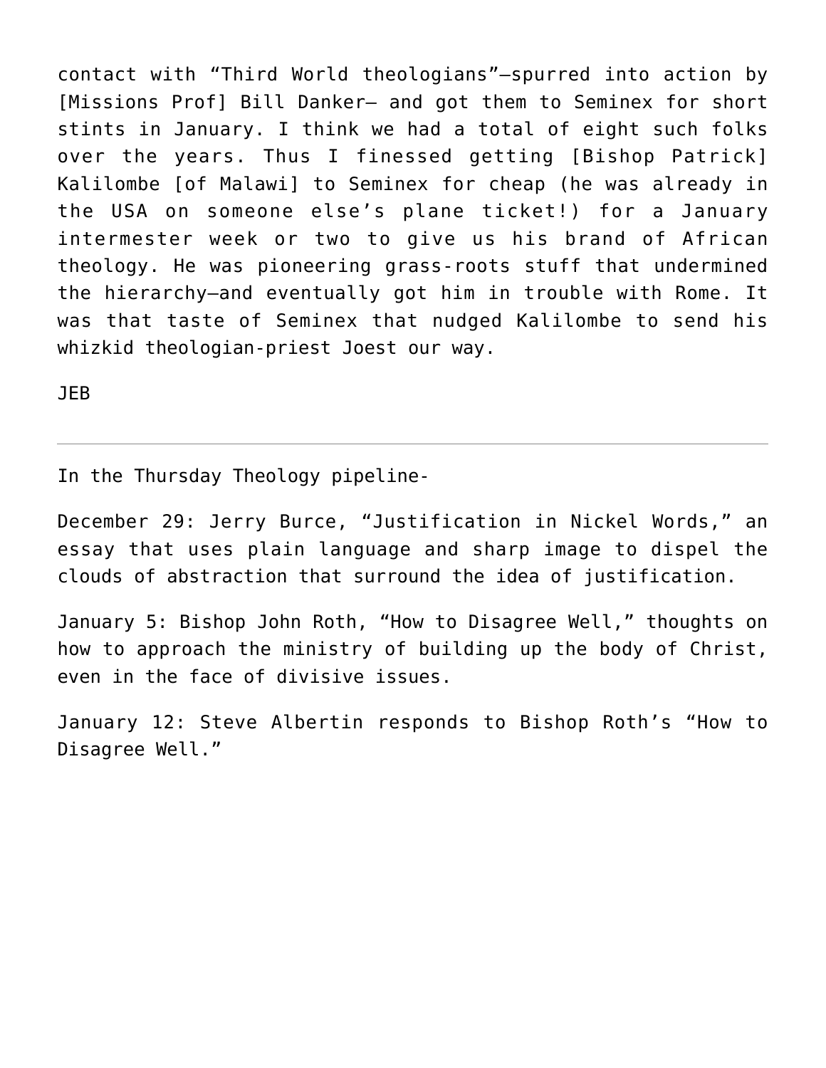contact with "Third World theologians"—spurred into action by [Missions Prof] Bill Danker— and got them to Seminex for short stints in January. I think we had a total of eight such folks over the years. Thus I finessed getting [Bishop Patrick] Kalilombe [of Malawi] to Seminex for cheap (he was already in the USA on someone else's plane ticket!) for a January intermester week or two to give us his brand of African theology. He was pioneering grass-roots stuff that undermined the hierarchy—and eventually got him in trouble with Rome. It was that taste of Seminex that nudged Kalilombe to send his whizkid theologian-priest Joest our way.

JEB

---

In the Thursday Theology pipeline-

December 29: Jerry Burce, "Justification in Nickel Words," an essay that uses plain language and sharp image to dispel the clouds of abstraction that surround the idea of justification.

January 5: Bishop John Roth, "How to Disagree Well," thoughts on how to approach the ministry of building up the body of Christ, even in the face of divisive issues.

January 12: Steve Albertin responds to Bishop Roth's "How to Disagree Well."